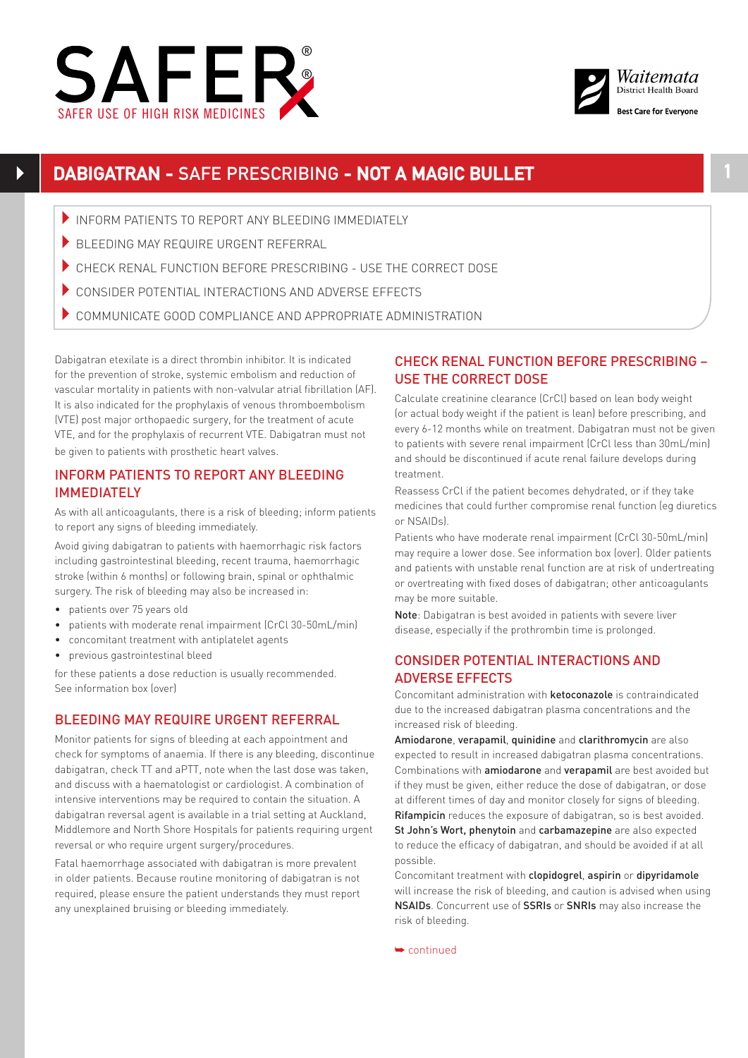SAFER®

SAFER USE OF HIGH RISK MEDICINES

Waitemata District Health Board

Best Care for Everyone

# DABIGATRAN - SAFE PRESCRIBING - NOT A MAGIC BULLET

- INFORM PATIENTS TO REPORT ANY BLEEDING IMMEDIATELY
- BLEEDING MAY REQUIRE URGENT REFERRAL
- CHECK RENAL FUNCTION BEFORE PRESCRIBING - USE THE CORRECT DOSE
- CONSIDER POTENTIAL INTERACTIONS AND ADVERSE EFFECTS
- COMMUNICATE GOOD COMPLIANCE AND APPROPRIATE ADMINISTRATION

Dabigatran etexilate is a direct thrombin inhibitor. It is indicated for the prevention of stroke, systemic embolism and reduction of vascular mortality in patients with non-valvular atrial fibrillation (AF). It is also indicated for the prophylaxis of venous thromboembolism (VTE) post major orthopaedic surgery, for the treatment of acute VTE, and for the prophylaxis of recurrent VTE. Dabigatran must not be given to patients with prosthetic heart valves.

## INFORM PATIENTS TO REPORT ANY BLEEDING IMMEDIATELY

As with all anticoagulants, there is a risk of bleeding; inform patients to report any signs of bleeding immediately.

Avoid giving dabigatran to patients with haemorrhagic risk factors including gastrointestinal bleeding, recent trauma, haemorrhagic stroke (within 6 months) or following brain, spinal or ophthalmic surgery. The risk of bleeding may also be increased in:

- patients over 75 years old
- patients with moderate renal impairment (CrCl 30-50mL/min)
- concomitant treatment with antiplatelet agents
- previous gastrointestinal bleed

for these patients a dose reduction is usually recommended. See information box (over)

## BLEEDING MAY REQUIRE URGENT REFERRAL

Monitor patients for signs of bleeding at each appointment and check for symptoms of anaemia. If there is any bleeding, discontinue dabigatran, check TT and aPTT, note when the last dose was taken, and discuss with a haematologist or cardiologist. A combination of intensive interventions may be required to contain the situation. A dabigatran reversal agent is available in a trial setting at Auckland, Middlemore and North Shore Hospitals for patients requiring urgent reversal or who require urgent surgery/procedures.

Fatal haemorrhage associated with dabigatran is more prevalent in older patients. Because routine monitoring of dabigatran is not required, please ensure the patient understands they must report any unexplained bruising or bleeding immediately.

## CHECK RENAL FUNCTION BEFORE PRESCRIBING – USE THE CORRECT DOSE

Calculate creatinine clearance (CrCl) based on lean body weight (or actual body weight if the patient is lean) before prescribing, and every 6-12 months while on treatment. Dabigatran must not be given to patients with severe renal impairment (CrCl less than 30mL/min) and should be discontinued if acute renal failure develops during treatment.

Reassess CrCl if the patient becomes dehydrated, or if they take medicines that could further compromise renal function (eg diuretics or NSAIDs).

Patients who have moderate renal impairment (CrCl 30-50mL/min) may require a lower dose. See information box (over). Older patients and patients with unstable renal function are at risk of undertreating or overtreating with fixed doses of dabigatran; other anticoagulants may be more suitable.

**Note**: Dabigatran is best avoided in patients with severe liver disease, especially if the prothrombin time is prolonged.

## CONSIDER POTENTIAL INTERACTIONS AND ADVERSE EFFECTS

Concomitant administration with **ketoconazole** is contraindicated due to the increased dabigatran plasma concentrations and the increased risk of bleeding.

**Amiodarone**, **verapamil**, **quinidine** and **clarithromycin** are also expected to result in increased dabigatran plasma concentrations. Combinations with **amiodarone** and **verapamil** are best avoided but if they must be given, either reduce the dose of dabigatran, or dose at different times of day and monitor closely for signs of bleeding.

**Rifampicin** reduces the exposure of dabigatran, so is best avoided. **St John's Wort, phenytoin** and **carbamazepine** are also expected to reduce the efficacy of dabigatran, and should be avoided if at all possible.

Concomitant treatment with **clopidogrel**, **aspirin** or **dipyridamole** will increase the risk of bleeding, and caution is advised when using **NSAIDs**. Concurrent use of **SSRIs** or **SNRIs** may also increase the risk of bleeding.

➥ continued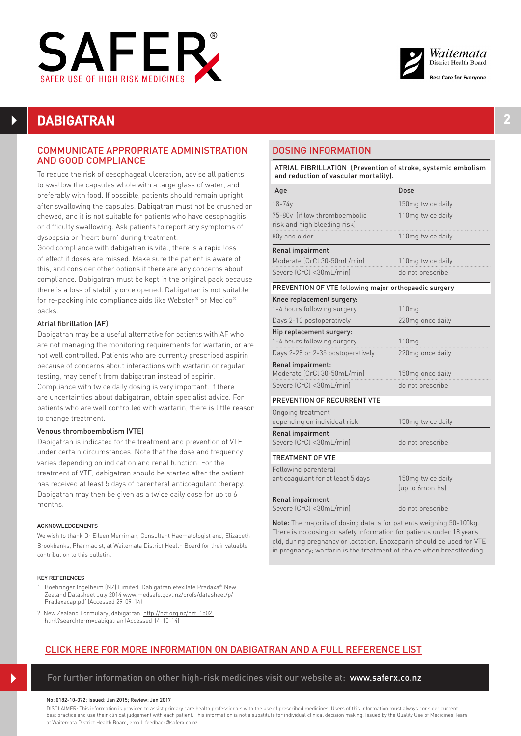SAFER
SAFER USE OF HIGH RISK MEDICINES

Waitemata District Health Board
Best Care for Everyone

# DABIGATRAN

## COMMUNICATE APPROPRIATE ADMINISTRATION AND GOOD COMPLIANCE

To reduce the risk of oesophageal ulceration, advise all patients to swallow the capsules whole with a large glass of water, and preferably with food. If possible, patients should remain upright after swallowing the capsules. Dabigatran must not be crushed or chewed, and it is not suitable for patients who have oesophagitis or difficulty swallowing. Ask patients to report any symptoms of dyspepsia or 'heart burn' during treatment.

Good compliance with dabigatran is vital, there is a rapid loss of effect if doses are missed. Make sure the patient is aware of this, and consider other options if there are any concerns about compliance. Dabigatran must be kept in the original pack because there is a loss of stability once opened. Dabigatran is not suitable for re-packing into compliance aids like Webster® or Medico® packs.

### Atrial fibrillation (AF)

Dabigatran may be a useful alternative for patients with AF who are not managing the monitoring requirements for warfarin, or are not well controlled. Patients who are currently prescribed aspirin because of concerns about interactions with warfarin or regular testing, may benefit from dabigatran instead of aspirin. Compliance with twice daily dosing is very important. If there are uncertainties about dabigatran, obtain specialist advice. For patients who are well controlled with warfarin, there is little reason to change treatment.

### Venous thromboembolism (VTE)

Dabigatran is indicated for the treatment and prevention of VTE under certain circumstances. Note that the dose and frequency varies depending on indication and renal function. For the treatment of VTE, dabigatran should be started after the patient has received at least 5 days of parenteral anticoagulant therapy. Dabigatran may then be given as a twice daily dose for up to 6 months.

## DOSING INFORMATION

| ATRIAL FIBRILLATION (Prevention of stroke, systemic embolism and reduction of vascular mortality). | |
|---|---|
| **Age** | **Dose** |
| 18-74y | 150mg twice daily |
| 75-80y (if low thromboembolic risk and high bleeding risk) | 110mg twice daily |
| 80y and older | 110mg twice daily |
| **Renal impairment** | |
| Moderate (CrCl 30-50mL/min) | 110mg twice daily |
| Severe (CrCl <30mL/min) | do not prescribe |
| **PREVENTION OF VTE following major orthopaedic surgery** | |
| **Knee replacement surgery:** | |
| 1-4 hours following surgery | 110mg |
| Days 2-10 postoperatively | 220mg once daily |
| **Hip replacement surgery:** | |
| 1-4 hours following surgery | 110mg |
| Days 2-28 or 2-35 postoperatively | 220mg once daily |
| **Renal impairment:** | |
| Moderate (CrCl 30-50mL/min) | 150mg once daily |
| Severe (CrCl <30mL/min) | do not prescribe |
| **PREVENTION OF RECURRENT VTE** | |
| Ongoing treatment depending on individual risk | 150mg twice daily |
| **Renal impairment** | |
| Severe (CrCl <30mL/min) | do not prescribe |
| **TREATMENT OF VTE** | |
| Following parenteral anticoagulant for at least 5 days | 150mg twice daily (up to 6months) |
| **Renal impairment** | |
| Severe (CrCl <30mL/min) | do not prescribe |

**Note:** The majority of dosing data is for patients weighing 50-100kg. There is no dosing or safety information for patients under 18 years old, during pregnancy or lactation. Enoxaparin should be used for VTE in pregnancy; warfarin is the treatment of choice when breastfeeding.

### ACKNOWLEDGEMENTS

We wish to thank Dr Eileen Merriman, Consultant Haematologist and, Elizabeth Brookbanks, Pharmacist, at Waitemata District Health Board for their valuable contribution to this bulletin.

### KEY REFERENCES

1. Boehringer Ingelheim (NZ) Limited. Dabigatran etexilate Pradaxa® New Zealand Datasheet July 2014 www.medsafe.govt.nz/profs/datasheet/p/Pradaxacap.pdf (Accessed 29-09-14)
2. New Zealand Formulary, dabigatran. http://nzf.org.nz/nzf_1502.html?searchterm=dabigatran (Accessed 14-10-14)

CLICK HERE FOR MORE INFORMATION ON DABIGATRAN AND A FULL REFERENCE LIST

For further information on other high-risk medicines visit our website at: www.saferx.co.nz

No: 0182-10-072; Issued: Jan 2015; Review: Jan 2017

DISCLAIMER: This information is provided to assist primary care health professionals with the use of prescribed medicines. Users of this information must always consider current best practice and use their clinical judgement with each patient. This information is not a substitute for individual clinical decision making. Issued by the Quality Use of Medicines Team at Waitemata District Health Board, email: feedback@saferx.co.nz